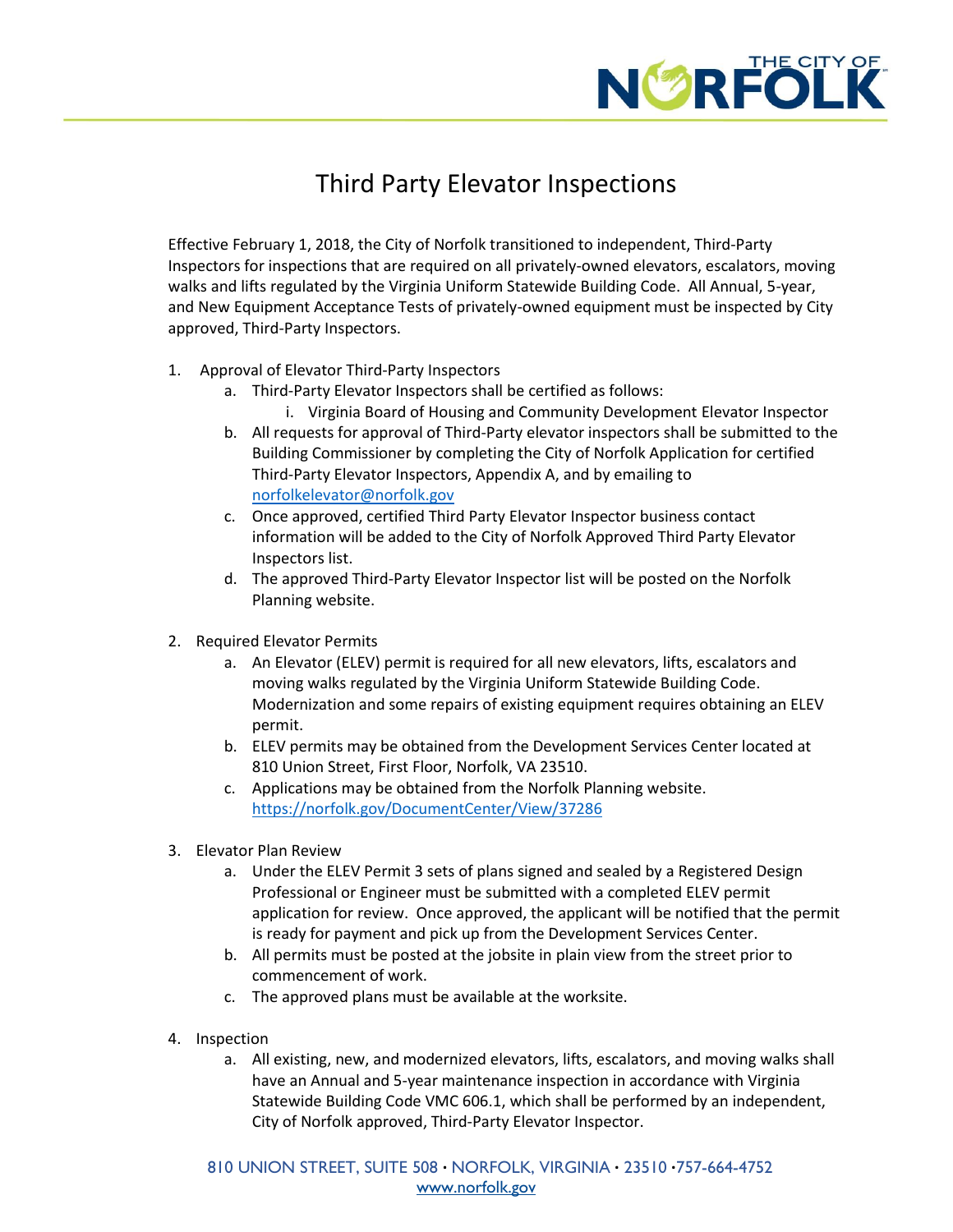# Third Party Elevator Inspections

Effective February 1, 2018, the City of Norfolk transitioned to independent, Third-Party Inspectors for inspections that are required on all privately-owned elevators, escalators, moving walks and lifts regulated by the Virginia Uniform Statewide Building Code. All Annual, 5-year, and New Equipment Acceptance Tests of privately-owned equipment must be inspected by City approved, Third-Party Inspectors.

1. Approval of Elevator Third-Party Inspectors
   a. Third-Party Elevator Inspectors shall be certified as follows:
      i. Virginia Board of Housing and Community Development Elevator Inspector
   b. All requests for approval of Third-Party elevator inspectors shall be submitted to the Building Commissioner by completing the City of Norfolk Application for certified Third-Party Elevator Inspectors, Appendix A, and by emailing to norfolkelevator@norfolk.gov
   c. Once approved, certified Third Party Elevator Inspector business contact information will be added to the City of Norfolk Approved Third Party Elevator Inspectors list.
   d. The approved Third-Party Elevator Inspector list will be posted on the Norfolk Planning website.

2. Required Elevator Permits
   a. An Elevator (ELEV) permit is required for all new elevators, lifts, escalators and moving walks regulated by the Virginia Uniform Statewide Building Code. Modernization and some repairs of existing equipment requires obtaining an ELEV permit.
   b. ELEV permits may be obtained from the Development Services Center located at 810 Union Street, First Floor, Norfolk, VA 23510.
   c. Applications may be obtained from the Norfolk Planning website. https://norfolk.gov/DocumentCenter/View/37286

3. Elevator Plan Review
   a. Under the ELEV Permit 3 sets of plans signed and sealed by a Registered Design Professional or Engineer must be submitted with a completed ELEV permit application for review. Once approved, the applicant will be notified that the permit is ready for payment and pick up from the Development Services Center.
   b. All permits must be posted at the jobsite in plain view from the street prior to commencement of work.
   c. The approved plans must be available at the worksite.

4. Inspection
   a. All existing, new, and modernized elevators, lifts, escalators, and moving walks shall have an Annual and 5-year maintenance inspection in accordance with Virginia Statewide Building Code VMC 606.1, which shall be performed by an independent, City of Norfolk approved, Third-Party Elevator Inspector.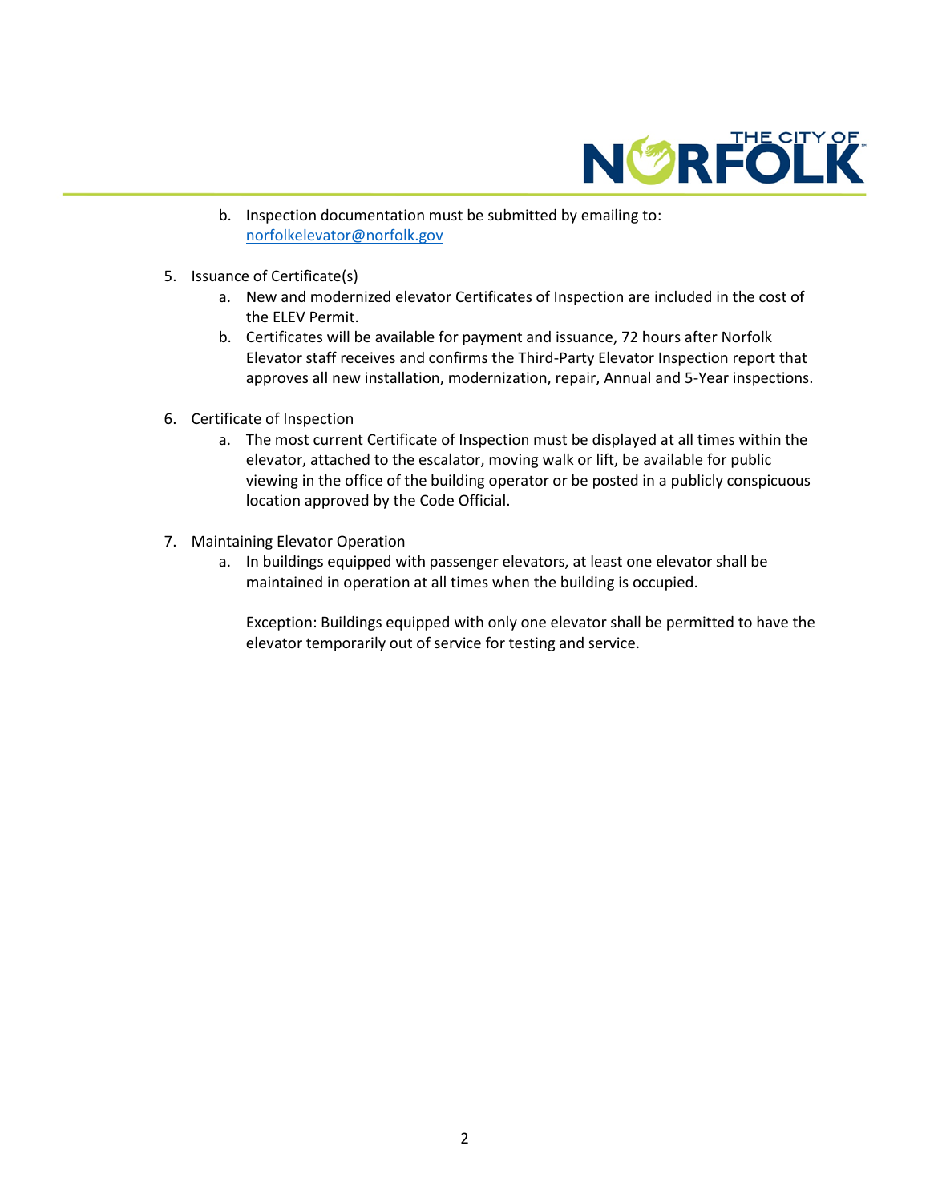b. Inspection documentation must be submitted by emailing to: norfolkelevator@norfolk.gov

5. Issuance of Certificate(s)
   a. New and modernized elevator Certificates of Inspection are included in the cost of the ELEV Permit.
   b. Certificates will be available for payment and issuance, 72 hours after Norfolk Elevator staff receives and confirms the Third-Party Elevator Inspection report that approves all new installation, modernization, repair, Annual and 5-Year inspections.

6. Certificate of Inspection
   a. The most current Certificate of Inspection must be displayed at all times within the elevator, attached to the escalator, moving walk or lift, be available for public viewing in the office of the building operator or be posted in a publicly conspicuous location approved by the Code Official.

7. Maintaining Elevator Operation
   a. In buildings equipped with passenger elevators, at least one elevator shall be maintained in operation at all times when the building is occupied.

      Exception: Buildings equipped with only one elevator shall be permitted to have the elevator temporarily out of service for testing and service.